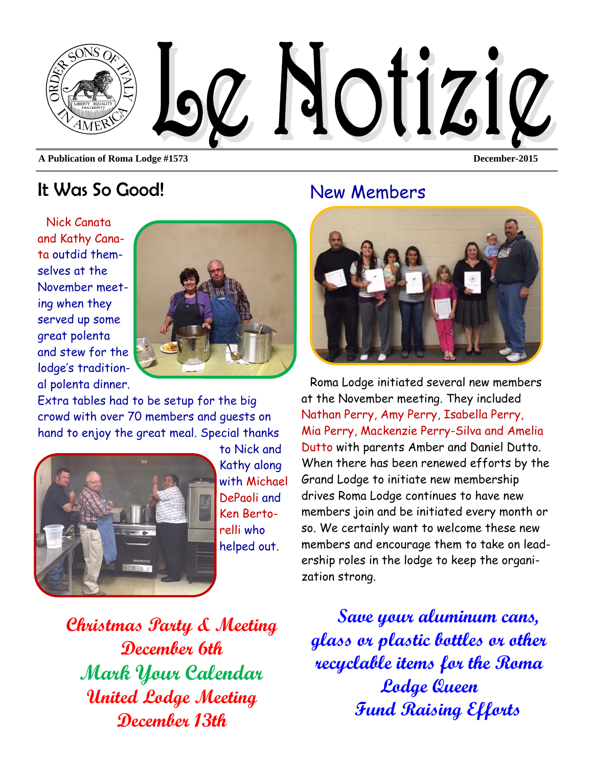# Le Notizie

**A Publication of Roma Lodge #1573** — **December-2015**

## It Was So Good!

Nick Canata and Kathy Canata outdid themselves at the November meeting when they served up some great polenta and stew for the lodge's traditional polenta dinner. Extra tables had to be setup for the big crowd with over 70 members and guests on hand to enjoy the great meal. Special thanks to Nick and Kathy along with Michael DePaoli and Ken Bertorelli who helped out.

## New Members

Roma Lodge initiated several new members at the November meeting. They included Nathan Perry, Amy Perry, Isabella Perry, Mia Perry, Mackenzie Perry-Silva and Amelia Dutto with parents Amber and Daniel Dutto. When there has been renewed efforts by the Grand Lodge to initiate new membership drives Roma Lodge continues to have new members join and be initiated every month or so. We certainly want to welcome these new members and encourage them to take on leadership roles in the lodge to keep the organization strong.

**Christmas Party & Meeting**
**December 6th**
**Mark Your Calendar**
**United Lodge Meeting**
**December 13th**

**Save your aluminum cans, glass or plastic bottles or other recyclable items for the Roma Lodge Queen Fund Raising Efforts**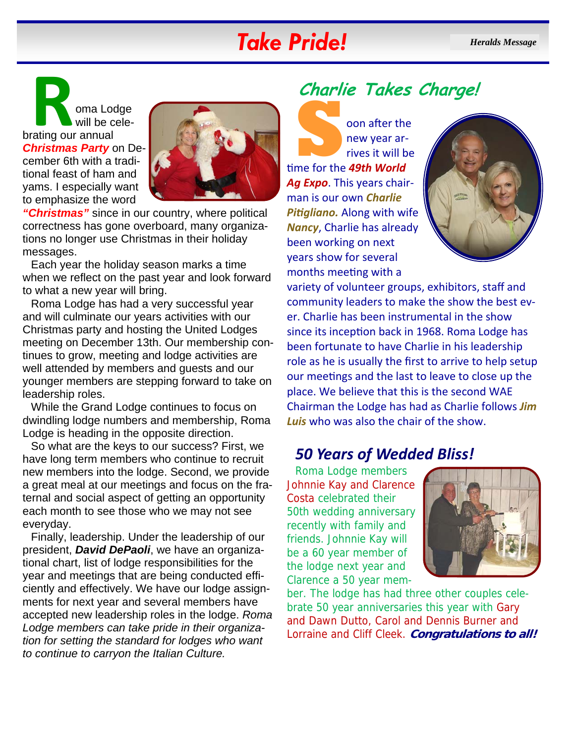# Take Pride!

*Heralds Message*

Roma Lodge will be celebrating our annual ***Christmas Party*** on December 6th with a traditional feast of ham and yams. I especially want to emphasize the word ***"Christmas"*** since in our country, where political correctness has gone overboard, many organizations no longer use Christmas in their holiday messages.

Each year the holiday season marks a time when we reflect on the past year and look forward to what a new year will bring.

Roma Lodge has had a very successful year and will culminate our years activities with our Christmas party and hosting the United Lodges meeting on December 13th. Our membership continues to grow, meeting and lodge activities are well attended by members and guests and our younger members are stepping forward to take on leadership roles.

While the Grand Lodge continues to focus on dwindling lodge numbers and membership, Roma Lodge is heading in the opposite direction.

So what are the keys to our success? First, we have long term members who continue to recruit new members into the lodge. Second, we provide a great meal at our meetings and focus on the fraternal and social aspect of getting an opportunity each month to see those who we may not see everyday.

Finally, leadership. Under the leadership of our president, ***David DePaoli***, we have an organizational chart, list of lodge responsibilities for the year and meetings that are being conducted efficiently and effectively. We have our lodge assignments for next year and several members have accepted new leadership roles in the lodge. *Roma Lodge members can take pride in their organization for setting the standard for lodges who want to continue to carryon the Italian Culture.*

## Charlie Takes Charge!

Soon after the new year arrives it will be time for the ***49th World Ag Expo***. This years chairman is our own ***Charlie Pitigliano.*** Along with wife ***Nancy***, Charlie has already been working on next years show for several months meeting with a variety of volunteer groups, exhibitors, staff and community leaders to make the show the best ever. Charlie has been instrumental in the show since its inception back in 1968. Roma Lodge has been fortunate to have Charlie in his leadership role as he is usually the first to arrive to help setup our meetings and the last to leave to close up the place. We believe that this is the second WAE Chairman the Lodge has had as Charlie follows ***Jim Luis*** who was also the chair of the show.

## 50 Years of Wedded Bliss!

Roma Lodge members Johnnie Kay and Clarence Costa celebrated their 50th wedding anniversary recently with family and friends. Johnnie Kay will be a 60 year member of the lodge next year and Clarence a 50 year member. The lodge has had three other couples celebrate 50 year anniversaries this year with Gary and Dawn Dutto, Carol and Dennis Burner and Lorraine and Cliff Cleek. ***Congratulations to all!***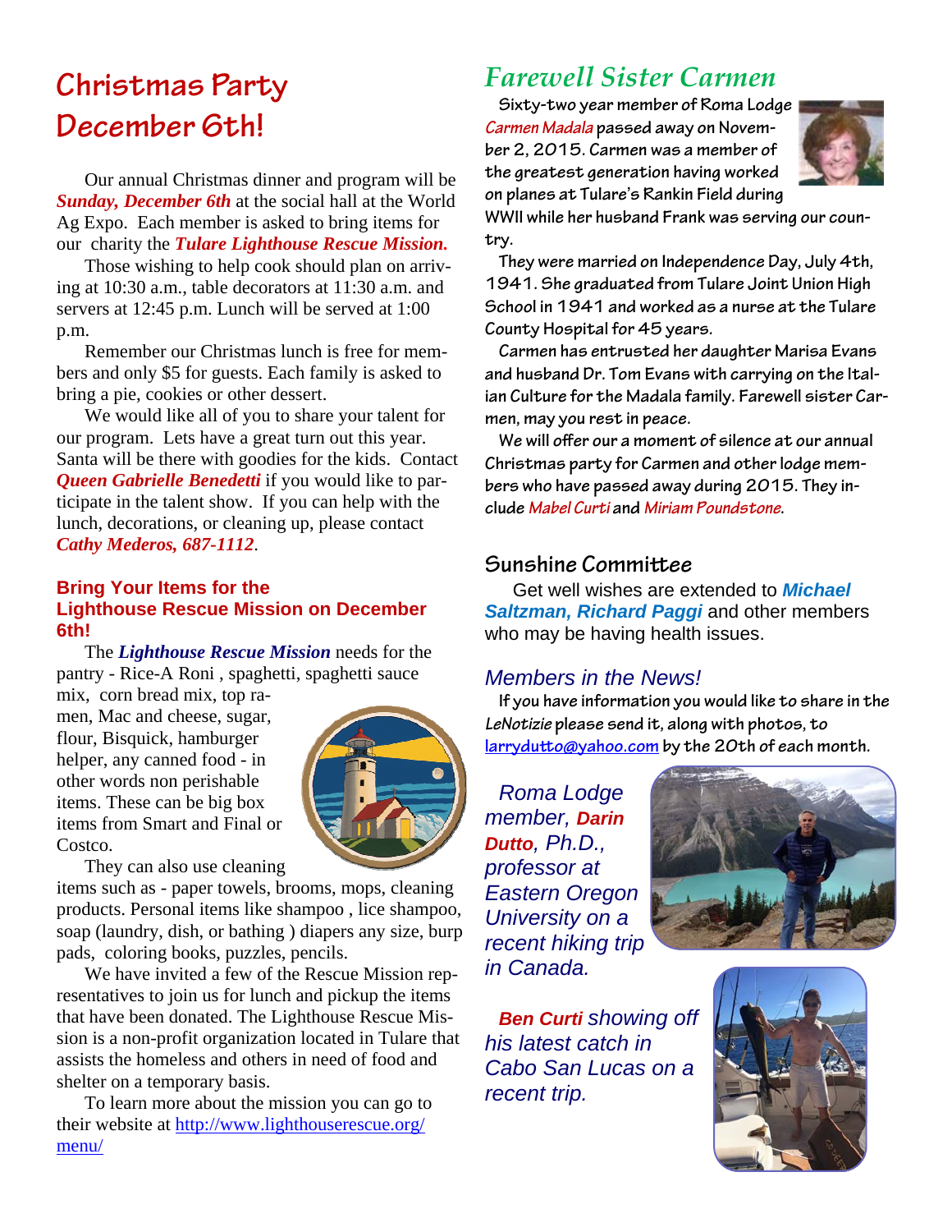# Christmas Party December 6th!

Our annual Christmas dinner and program will be ***Sunday, December 6th*** at the social hall at the World Ag Expo. Each member is asked to bring items for our charity the ***Tulare Lighthouse Rescue Mission.***

Those wishing to help cook should plan on arriving at 10:30 a.m., table decorators at 11:30 a.m. and servers at 12:45 p.m. Lunch will be served at 1:00 p.m.

Remember our Christmas lunch is free for members and only $5 for guests. Each family is asked to bring a pie, cookies or other dessert.

We would like all of you to share your talent for our program. Lets have a great turn out this year. Santa will be there with goodies for the kids. Contact ***Queen Gabrielle Benedetti*** if you would like to participate in the talent show. If you can help with the lunch, decorations, or cleaning up, please contact ***Cathy Mederos, 687-1112***.

### Bring Your Items for the Lighthouse Rescue Mission on December 6th!

The ***Lighthouse Rescue Mission*** needs for the pantry - Rice-A Roni , spaghetti, spaghetti sauce mix, corn bread mix, top ramen, Mac and cheese, sugar, flour, Bisquick, hamburger helper, any canned food - in other words non perishable items. These can be big box items from Smart and Final or Costco.

They can also use cleaning items such as - paper towels, brooms, mops, cleaning products. Personal items like shampoo , lice shampoo, soap (laundry, dish, or bathing ) diapers any size, burp pads, coloring books, puzzles, pencils.

We have invited a few of the Rescue Mission representatives to join us for lunch and pickup the items that have been donated. The Lighthouse Rescue Mission is a non-profit organization located in Tulare that assists the homeless and others in need of food and shelter on a temporary basis.

To learn more about the mission you can go to their website at http://www.lighthouserescue.org/menu/

## *Farewell Sister Carmen*

Sixty-two year member of Roma Lodge *Carmen Madala* passed away on November 2, 2015. Carmen was a member of the greatest generation having worked on planes at Tulare's Rankin Field during WWII while her husband Frank was serving our country.

They were married on Independence Day, July 4th, 1941. She graduated from Tulare Joint Union High School in 1941 and worked as a nurse at the Tulare County Hospital for 45 years.

Carmen has entrusted her daughter Marisa Evans and husband Dr. Tom Evans with carrying on the Italian Culture for the Madala family. Farewell sister Carmen, may you rest in peace.

We will offer our a moment of silence at our annual Christmas party for Carmen and other lodge members who have passed away during 2015. They include *Mabel Curti* and *Miriam Poundstone*.

### Sunshine Committee

Get well wishes are extended to ***Michael Saltzman, Richard Paggi*** and other members who may be having health issues.

### *Members in the News!*

If you have information you would like to share in the *LeNotizie* please send it, along with photos, to larrydutto@yahoo.com by the 20th of each month.

*Roma Lodge member, **Darin Dutto**, Ph.D., professor at Eastern Oregon University on a recent hiking trip in Canada.*

***Ben Curti** showing off his latest catch in Cabo San Lucas on a recent trip.*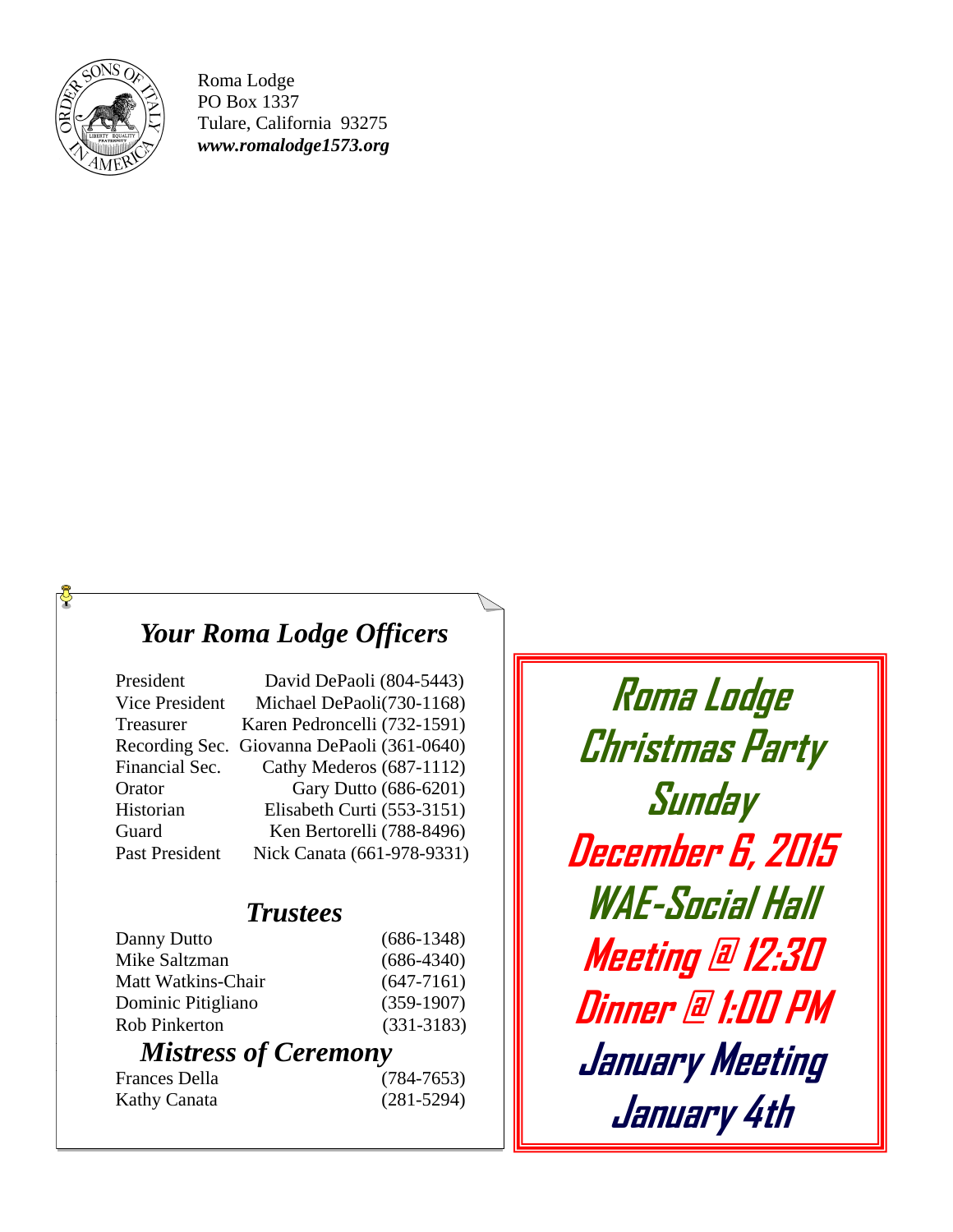Roma Lodge
PO Box 1337
Tulare, California 93275
***www.romalodge1573.org***

## *Your Roma Lodge Officers*

| | |
|---|---|
| President | David DePaoli (804-5443) |
| Vice President | Michael DePaoli(730-1168) |
| Treasurer | Karen Pedroncelli (732-1591) |
| Recording Sec. | Giovanna DePaoli (361-0640) |
| Financial Sec. | Cathy Mederos (687-1112) |
| Orator | Gary Dutto (686-6201) |
| Historian | Elisabeth Curti (553-3151) |
| Guard | Ken Bertorelli (788-8496) |
| Past President | Nick Canata (661-978-9331) |

## *Trustees*

| | |
|---|---|
| Danny Dutto | (686-1348) |
| Mike Saltzman | (686-4340) |
| Matt Watkins-Chair | (647-7161) |
| Dominic Pitigliano | (359-1907) |
| Rob Pinkerton | (331-3183) |

## *Mistress of Ceremony*

| | |
|---|---|
| Frances Della | (784-7653) |
| Kathy Canata | (281-5294) |

**Roma Lodge**
**Christmas Party**
**Sunday**
**December 6, 2015**
**WAE-Social Hall**
**Meeting @ 12:30**
**Dinner @ 1:00 PM**
**January Meeting**
**January 4th**